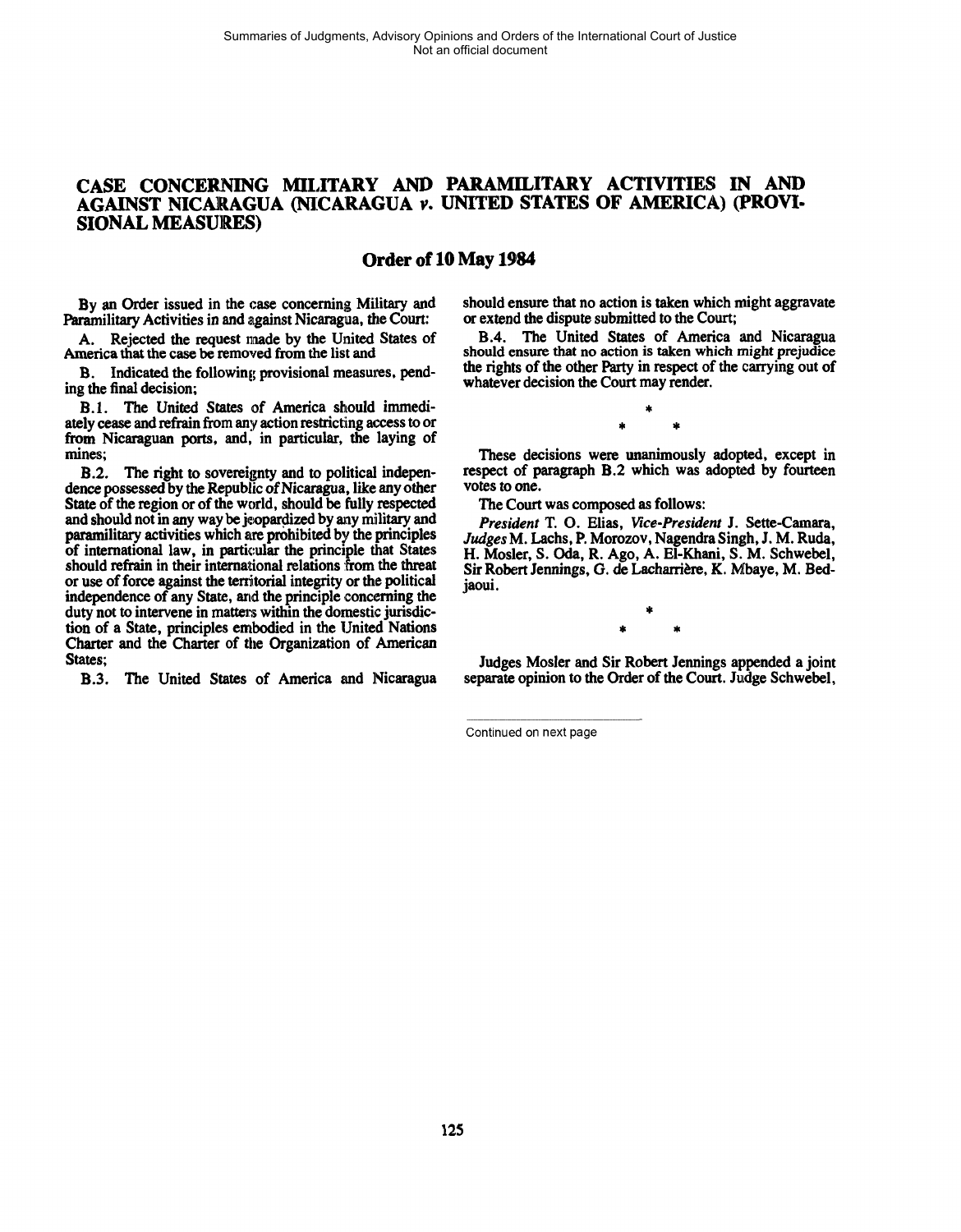# CASE CONCERNING MILITARY AND PARAMILITARY ACTIVITIES IN AND AGAINST NICARAGUA (NICARAGUA *v.* UNITED STATES OF AMERICA) (PROVISIONAL MEASURES)

## Order of 10 May 1984

By an Order issued in the case concerning Military and Paramilitary Activities in and against Nicaragua, the Court:

A. Rejected the request made by the United States of America that the case be removed from the list and

B. Indicated the following provisional measures, pending the final decision;

B.1. The United States of America should immediately cease and refrain from any action restricting access to or from Nicaraguan ports, and, in particular, the laying of mines;

B.2. The right to sovereignty and to political independence possessed by the Republic of Nicaragua, like any other State of the region or of the world, should be fully respected and should not in any way be jeopardized by any military and paramilitary activities which are prohibited by the principles of international law, in particular the principle that States should refrain in their international relations from the threat or use of force against the territorial integrity or the political independence of any State, and the principle concerning the duty not to intervene in matters within the domestic jurisdiction of a State, principles embodied in the United Nations Charter and the Charter of the Organization of American States;

B.3. The United States of America and Nicaragua should ensure that no action is taken which might aggravate or extend the dispute submitted to the Court;

B.4. The United States of America and Nicaragua should ensure that no action is taken which might prejudice the rights of the other Party in respect of the carrying out of whatever decision the Court may render.

\*

\* \*

These decisions were unanimously adopted, except in respect of paragraph B.2 which was adopted by fourteen votes to one.

The Court was composed as follows:

*President* T. O. Elias, *Vice-President* J. Sette-Camara, *Judges* M. Lachs, P. Morozov, Nagendra Singh, J. M. Ruda, H. Mosler, S. Oda, R. Ago, A. El-Khani, S. M. Schwebel, Sir Robert Jennings, G. de Lacharrière, K. Mbaye, M. Bedjaoui.

\*

\* \*

Judges Mosler and Sir Robert Jennings appended a joint separate opinion to the Order of the Court. Judge Schwebel,

Continued on next page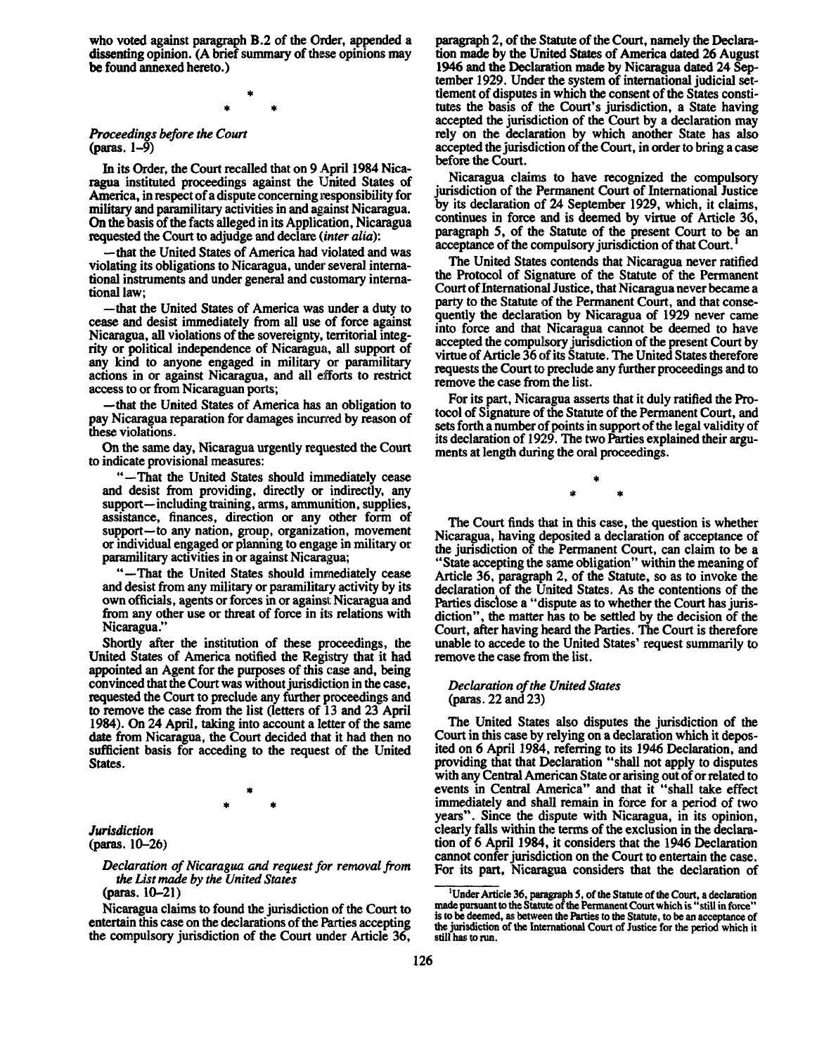who voted against paragraph B.2 of the Order, appended a dissenting opinion. (A brief summary of these opinions may be found annexed hereto.)

\*

\* \*

*Proceedings before the Court*
(paras. 1–9)

In its Order, the Court recalled that on 9 April 1984 Nicaragua instituted proceedings against the United States of America, in respect of a dispute concerning responsibility for military and paramilitary activities in and against Nicaragua. On the basis of the facts alleged in its Application, Nicaragua requested the Court to adjudge and declare (*inter alia*):

—that the United States of America had violated and was violating its obligations to Nicaragua, under several international instruments and under general and customary international law;

—that the United States of America was under a duty to cease and desist immediately from all use of force against Nicaragua, all violations of the sovereignty, territorial integrity or political independence of Nicaragua, all support of any kind to anyone engaged in military or paramilitary actions in or against Nicaragua, and all efforts to restrict access to or from Nicaraguan ports;

—that the United States of America has an obligation to pay Nicaragua reparation for damages incurred by reason of these violations.

On the same day, Nicaragua urgently requested the Court to indicate provisional measures:

"—That the United States should immediately cease and desist from providing, directly or indirectly, any support—including training, arms, ammunition, supplies, assistance, finances, direction or any other form of support—to any nation, group, organization, movement or individual engaged or planning to engage in military or paramilitary activities in or against Nicaragua;

"—That the United States should immediately cease and desist from any military or paramilitary activity by its own officials, agents or forces in or against Nicaragua and from any other use or threat of force in its relations with Nicaragua."

Shortly after the institution of these proceedings, the United States of America notified the Registry that it had appointed an Agent for the purposes of this case and, being convinced that the Court was without jurisdiction in the case, requested the Court to preclude any further proceedings and to remove the case from the list (letters of 13 and 23 April 1984). On 24 April, taking into account a letter of the same date from Nicaragua, the Court decided that it had then no sufficient basis for acceding to the request of the United States.

\*

\* \*

*Jurisdiction*
(paras. 10–26)

*Declaration of Nicaragua and request for removal from the List made by the United States*
(paras. 10–21)

Nicaragua claims to found the jurisdiction of the Court to entertain this case on the declarations of the Parties accepting the compulsory jurisdiction of the Court under Article 36, paragraph 2, of the Statute of the Court, namely the Declaration made by the United States of America dated 26 August 1946 and the Declaration made by Nicaragua dated 24 September 1929. Under the system of international judicial settlement of disputes in which the consent of the States constitutes the basis of the Court's jurisdiction, a State having accepted the jurisdiction of the Court by a declaration may rely on the declaration by which another State has also accepted the jurisdiction of the Court, in order to bring a case before the Court.

Nicaragua claims to have recognized the compulsory jurisdiction of the Permanent Court of International Justice by its declaration of 24 September 1929, which, it claims, continues in force and is deemed by virtue of Article 36, paragraph 5, of the Statute of the present Court to be an acceptance of the compulsory jurisdiction of that Court.[1]

The United States contends that Nicaragua never ratified the Protocol of Signature of the Statute of the Permanent Court of International Justice, that Nicaragua never became a party to the Statute of the Permanent Court, and that consequently the declaration by Nicaragua of 1929 never came into force and that Nicaragua cannot be deemed to have accepted the compulsory jurisdiction of the present Court by virtue of Article 36 of its Statute. The United States therefore requests the Court to preclude any further proceedings and to remove the case from the list.

For its part, Nicaragua asserts that it duly ratified the Protocol of Signature of the Statute of the Permanent Court, and sets forth a number of points in support of the legal validity of its declaration of 1929. The two Parties explained their arguments at length during the oral proceedings.

\*

\* \*

The Court finds that in this case, the question is whether Nicaragua, having deposited a declaration of acceptance of the jurisdiction of the Permanent Court, can claim to be a "State accepting the same obligation" within the meaning of Article 36, paragraph 2, of the Statute, so as to invoke the declaration of the United States. As the contentions of the Parties disclose a "dispute as to whether the Court has jurisdiction", the matter has to be settled by the decision of the Court, after having heard the Parties. The Court is therefore unable to accede to the United States' request summarily to remove the case from the list.

*Declaration of the United States*
(paras. 22 and 23)

The United States also disputes the jurisdiction of the Court in this case by relying on a declaration which it deposited on 6 April 1984, referring to its 1946 Declaration, and providing that that Declaration "shall not apply to disputes with any Central American State or arising out of or related to events in Central America" and that it "shall take effect immediately and shall remain in force for a period of two years". Since the dispute with Nicaragua, in its opinion, clearly falls within the terms of the exclusion in the declaration of 6 April 1984, it considers that the 1946 Declaration cannot confer jurisdiction on the Court to entertain the case. For its part, Nicaragua considers that the declaration of

[1]Under Article 36, paragraph 5, of the Statute of the Court, a declaration made pursuant to the Statute of the Permanent Court which is "still in force" is to be deemed, as between the Parties to the Statute, to be an acceptance of the jurisdiction of the International Court of Justice for the period which it still has to run.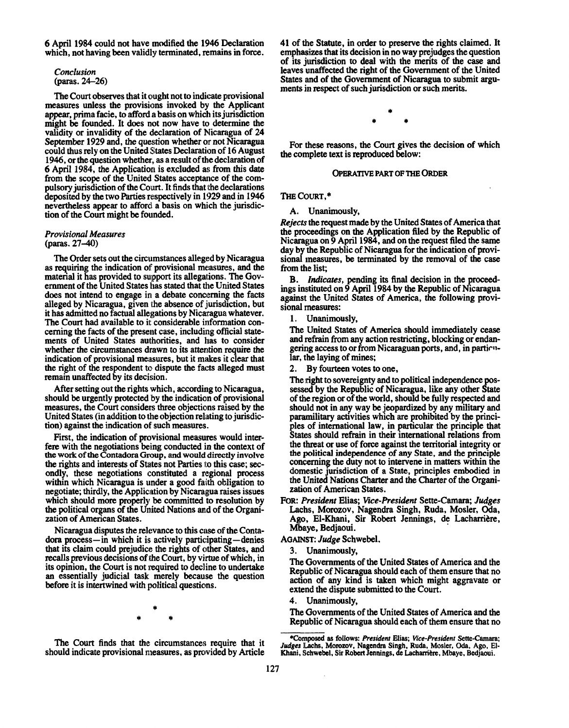6 April 1984 could not have modified the 1946 Declaration which, not having been validly terminated, remains in force.

*Conclusion*
(paras. 24–26)

The Court observes that it ought not to indicate provisional measures unless the provisions invoked by the Applicant appear, prima facie, to afford a basis on which its jurisdiction might be founded. It does not now have to determine the validity or invalidity of the declaration of Nicaragua of 24 September 1929 and, the question whether or not Nicaragua could thus rely on the United States Declaration of 16 August 1946, or the question whether, as a result of the declaration of 6 April 1984, the Application is excluded as from this date from the scope of the United States acceptance of the compulsory jurisdiction of the Court. It finds that the declarations deposited by the two Parties respectively in 1929 and in 1946 nevertheless appear to afford a basis on which the jurisdiction of the Court might be founded.

*Provisional Measures*
(paras. 27–40)

The Order sets out the circumstances alleged by Nicaragua as requiring the indication of provisional measures, and the material it has provided to support its allegations. The Government of the United States has stated that the United States does not intend to engage in a debate concerning the facts alleged by Nicaragua, given the absence of jurisdiction, but it has admitted no factual allegations by Nicaragua whatever. The Court had available to it considerable information concerning the facts of the present case, including official statements of United States authorities, and has to consider whether the circumstances drawn to its attention require the indication of provisional measures, but it makes it clear that the right of the respondent to dispute the facts alleged must remain unaffected by its decision.

After setting out the rights which, according to Nicaragua, should be urgently protected by the indication of provisional measures, the Court considers three objections raised by the United States (in addition to the objection relating to jurisdiction) against the indication of such measures.

First, the indication of provisional measures would interfere with the negotiations being conducted in the context of the work of the Contadora Group, and would directly involve the rights and interests of States not Parties to this case; secondly, these negotiations constituted a regional process within which Nicaragua is under a good faith obligation to negotiate; thirdly, the Application by Nicaragua raises issues which should more properly be committed to resolution by the political organs of the United Nations and of the Organization of American States.

Nicaragua disputes the relevance to this case of the Contadora process—in which it is actively participating—denies that its claim could prejudice the rights of other States, and recalls previous decisions of the Court, by virtue of which, in its opinion, the Court is not required to decline to undertake an essentially judicial task merely because the question before it is intertwined with political questions.

\*
\* \*

The Court finds that the circumstances require that it should indicate provisional measures, as provided by Article 41 of the Statute, in order to preserve the rights claimed. It emphasizes that its decision in no way prejudges the question of its jurisdiction to deal with the merits of the case and leaves unaffected the right of the Government of the United States and of the Government of Nicaragua to submit arguments in respect of such jurisdiction or such merits.

\*
\* \*

For these reasons, the Court gives the decision of which the complete text is reproduced below:

OPERATIVE PART OF THE ORDER

THE COURT,*

A. Unanimously,

*Rejects* the request made by the United States of America that the proceedings on the Application filed by the Republic of Nicaragua on 9 April 1984, and on the request filed the same day by the Republic of Nicaragua for the indication of provisional measures, be terminated by the removal of the case from the list;

B. *Indicates*, pending its final decision in the proceedings instituted on 9 April 1984 by the Republic of Nicaragua against the United States of America, the following provisional measures:

1. Unanimously,

The United States of America should immediately cease and refrain from any action restricting, blocking or endangering access to or from Nicaraguan ports, and, in particular, the laying of mines;

2. By fourteen votes to one,

The right to sovereignty and to political independence possessed by the Republic of Nicaragua, like any other State of the region or of the world, should be fully respected and should not in any way be jeopardized by any military and paramilitary activities which are prohibited by the principles of international law, in particular the principle that States should refrain in their international relations from the threat or use of force against the territorial integrity or the political independence of any State, and the principle concerning the duty not to intervene in matters within the domestic jurisdiction of a State, principles embodied in the United Nations Charter and the Charter of the Organization of American States.

FOR: *President* Elias; *Vice-President* Sette-Camara; *Judges* Lachs, Morozov, Nagendra Singh, Ruda, Mosler, Oda, Ago, El-Khani, Sir Robert Jennings, de Lacharrière, Mbaye, Bedjaoui.

AGAINST: *Judge* Schwebel.

3. Unanimously,

The Governments of the United States of America and the Republic of Nicaragua should each of them ensure that no action of any kind is taken which might aggravate or extend the dispute submitted to the Court.

4. Unanimously,

The Governments of the United States of America and the Republic of Nicaragua should each of them ensure that no

*Composed as follows: *President* Elias; *Vice-President* Sette-Camara; *Judges* Lachs, Morozov, Nagendra Singh, Ruda, Mosler, Oda, Ago, El-Khani, Schwebel, Sir Robert Jennings, de Lacharrière, Mbaye, Bedjaoui.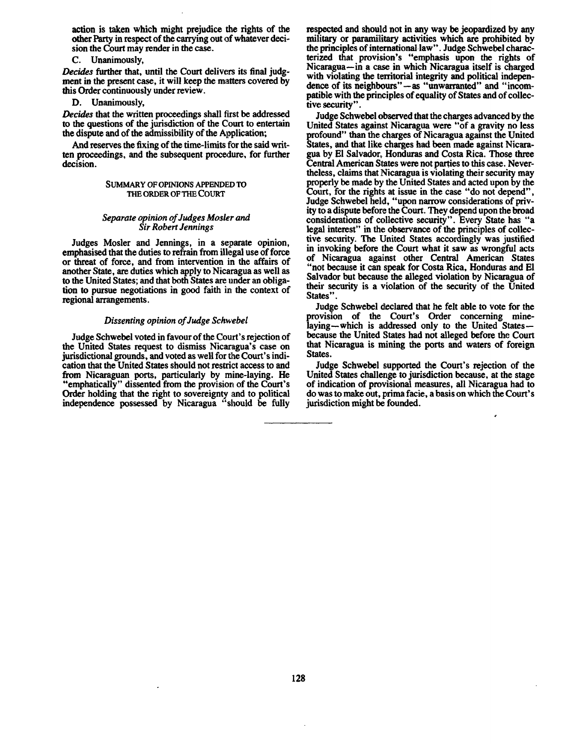action is taken which might prejudice the rights of the other Party in respect of the carrying out of whatever decision the Court may render in the case.

C. Unanimously,

*Decides* further that, until the Court delivers its final judgment in the present case, it will keep the matters covered by this Order continuously under review.

D. Unanimously,

*Decides* that the written proceedings shall first be addressed to the questions of the jurisdiction of the Court to entertain the dispute and of the admissibility of the Application;

And reserves the fixing of the time-limits for the said written proceedings, and the subsequent procedure, for further decision.

## SUMMARY OF OPINIONS APPENDED TO THE ORDER OF THE COURT

### *Separate opinion of Judges Mosler and Sir Robert Jennings*

Judges Mosler and Jennings, in a separate opinion, emphasised that the duties to refrain from illegal use of force or threat of force, and from intervention in the affairs of another State, are duties which apply to Nicaragua as well as to the United States; and that both States are under an obligation to pursue negotiations in good faith in the context of regional arrangements.

### *Dissenting opinion of Judge Schwebel*

Judge Schwebel voted in favour of the Court's rejection of the United States request to dismiss Nicaragua's case on jurisdictional grounds, and voted as well for the Court's indication that the United States should not restrict access to and from Nicaraguan ports, particularly by mine-laying. He "emphatically" dissented from the provision of the Court's Order holding that the right to sovereignty and to political independence possessed by Nicaragua "should be fully respected and should not in any way be jeopardized by any military or paramilitary activities which are prohibited by the principles of international law". Judge Schwebel characterized that provision's "emphasis upon the rights of Nicaragua—in a case in which Nicaragua itself is charged with violating the territorial integrity and political independence of its neighbours"—as "unwarranted" and "incompatible with the principles of equality of States and of collective security".

Judge Schwebel observed that the charges advanced by the United States against Nicaragua were "of a gravity no less profound" than the charges of Nicaragua against the United States, and that like charges had been made against Nicaragua by El Salvador, Honduras and Costa Rica. Those three Central American States were not parties to this case. Nevertheless, claims that Nicaragua is violating their security may properly be made by the United States and acted upon by the Court, for the rights at issue in the case "do not depend", Judge Schwebel held, "upon narrow considerations of privity to a dispute before the Court. They depend upon the broad considerations of collective security". Every State has "a legal interest" in the observance of the principles of collective security. The United States accordingly was justified in invoking before the Court what it saw as wrongful acts of Nicaragua against other Central American States "not because it can speak for Costa Rica, Honduras and El Salvador but because the alleged violation by Nicaragua of their security is a violation of the security of the United States".

Judge Schwebel declared that he felt able to vote for the provision of the Court's Order concerning mine-laying—which is addressed only to the United States—because the United States had not alleged before the Court that Nicaragua is mining the ports and waters of foreign States.

Judge Schwebel supported the Court's rejection of the United States challenge to jurisdiction because, at the stage of indication of provisional measures, all Nicaragua had to do was to make out, prima facie, a basis on which the Court's jurisdiction might be founded.